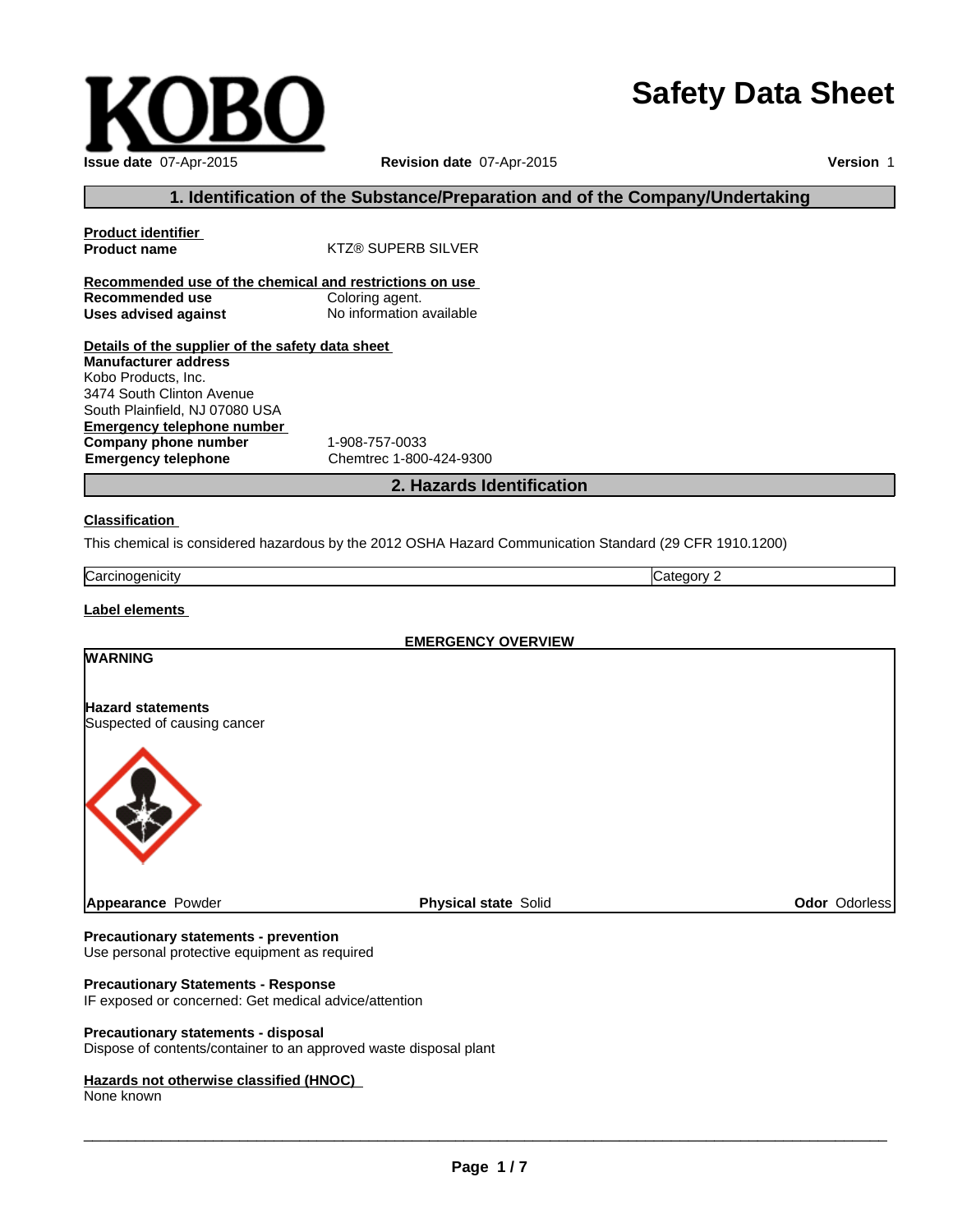KOBO

# Safety Data Sheet

**Issue date** 07-Apr-2015 **Revision date** 07-Apr-2015 **Version** 1

## 1. Identification of the Substance/Preparation and of the Company/Undertaking

**Product identifier**

**Product name** KTZ® SUPERB SILVER

**Recommended use of the chemical and restrictions on use**

**Recommended use** Coloring agent.
**Uses advised against** No information available

**Details of the supplier of the safety data sheet**

**Manufacturer address**
Kobo Products, Inc.
3474 South Clinton Avenue
South Plainfield, NJ 07080 USA

**Emergency telephone number**

**Company phone number** 1-908-757-0033
**Emergency telephone** Chemtrec 1-800-424-9300

## 2. Hazards Identification

**Classification**

This chemical is considered hazardous by the 2012 OSHA Hazard Communication Standard (29 CFR 1910.1200)

| Carcinogenicity | Category 2 |
|---|---|

**Label elements**

**EMERGENCY OVERVIEW**

**WARNING**

**Hazard statements**
Suspected of causing cancer

**Appearance** Powder **Physical state** Solid **Odor** Odorless

**Precautionary statements - prevention**
Use personal protective equipment as required

**Precautionary Statements - Response**
IF exposed or concerned: Get medical advice/attention

**Precautionary statements - disposal**
Dispose of contents/container to an approved waste disposal plant

**Hazards not otherwise classified (HNOC)**
None known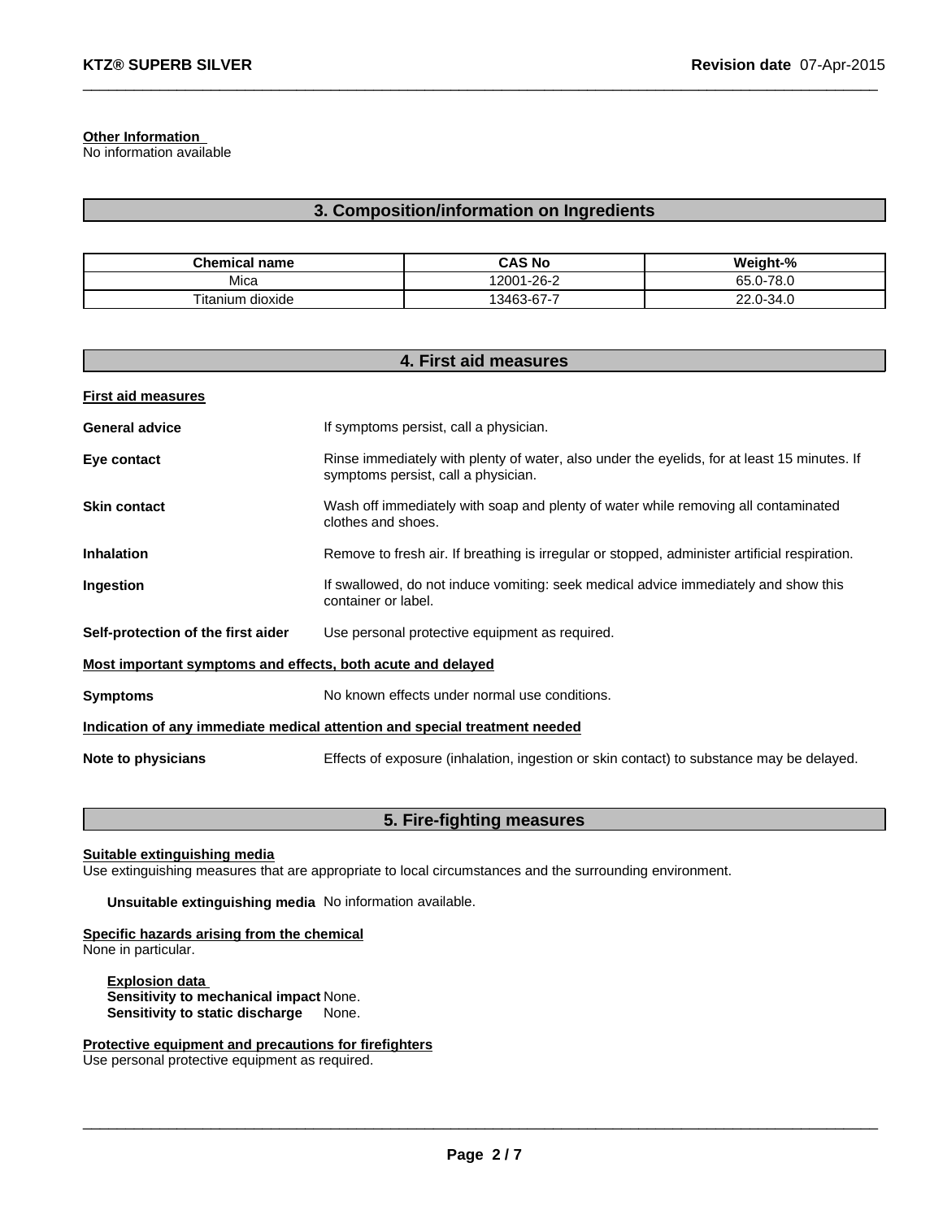**Other Information**
No information available

## 3. Composition/information on Ingredients

| Chemical name | CAS No | Weight-% |
|---|---|---|
| Mica | 12001-26-2 | 65.0-78.0 |
| Titanium dioxide | 13463-67-7 | 22.0-34.0 |

## 4. First aid measures

**First aid measures**

**General advice**
If symptoms persist, call a physician.

**Eye contact**
Rinse immediately with plenty of water, also under the eyelids, for at least 15 minutes. If symptoms persist, call a physician.

**Skin contact**
Wash off immediately with soap and plenty of water while removing all contaminated clothes and shoes.

**Inhalation**
Remove to fresh air. If breathing is irregular or stopped, administer artificial respiration.

**Ingestion**
If swallowed, do not induce vomiting: seek medical advice immediately and show this container or label.

**Self-protection of the first aider**
Use personal protective equipment as required.

**Most important symptoms and effects, both acute and delayed**

**Symptoms**
No known effects under normal use conditions.

**Indication of any immediate medical attention and special treatment needed**

**Note to physicians**
Effects of exposure (inhalation, ingestion or skin contact) to substance may be delayed.

## 5. Fire-fighting measures

**Suitable extinguishing media**
Use extinguishing measures that are appropriate to local circumstances and the surrounding environment.

**Unsuitable extinguishing media** No information available.

**Specific hazards arising from the chemical**
None in particular.

**Explosion data**
**Sensitivity to mechanical impact** None.
**Sensitivity to static discharge** None.

**Protective equipment and precautions for firefighters**
Use personal protective equipment as required.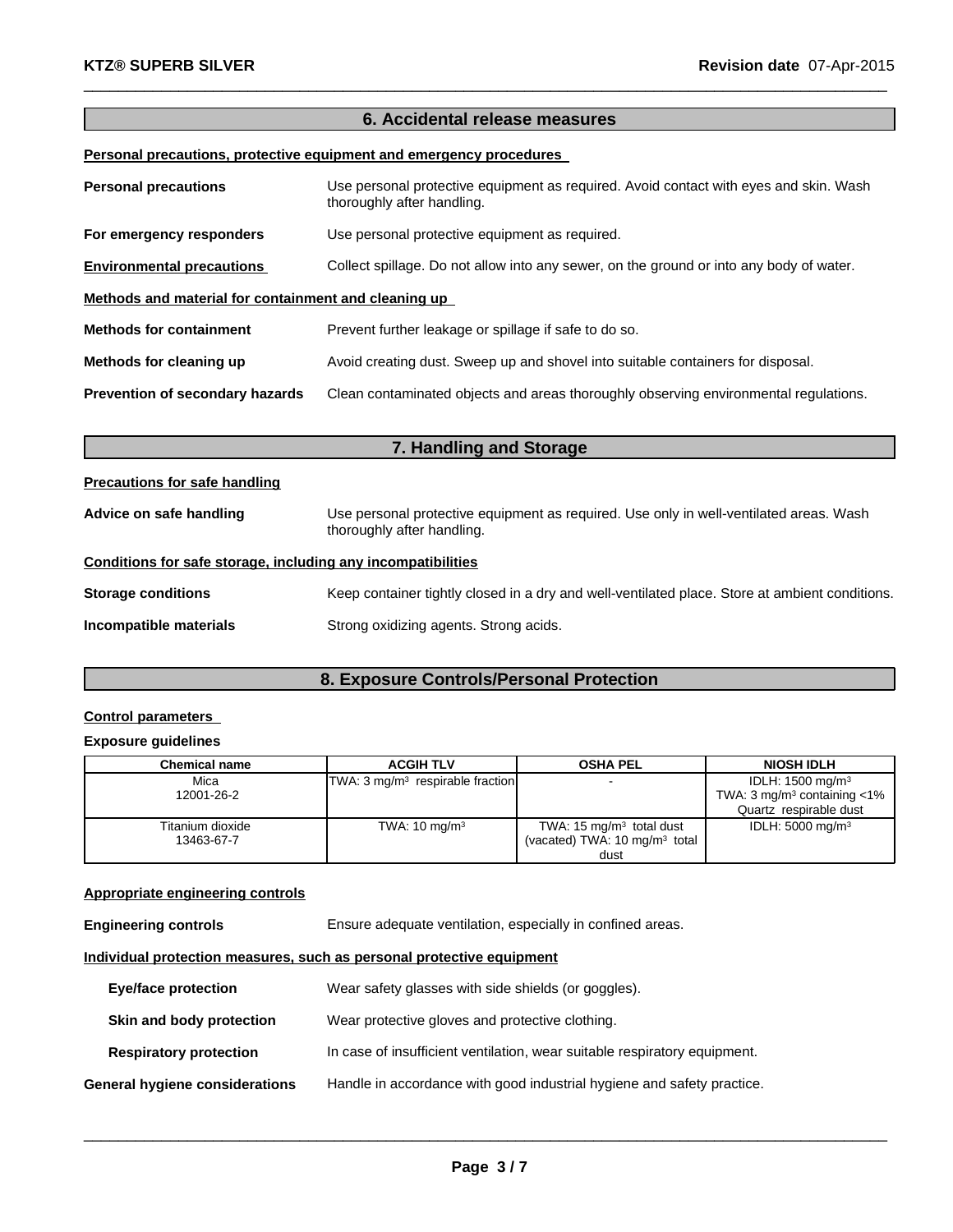## 6. Accidental release measures

**Personal precautions, protective equipment and emergency procedures**

**Personal precautions** Use personal protective equipment as required. Avoid contact with eyes and skin. Wash thoroughly after handling.

**For emergency responders** Use personal protective equipment as required.

**Environmental precautions** Collect spillage. Do not allow into any sewer, on the ground or into any body of water.

**Methods and material for containment and cleaning up**

**Methods for containment** Prevent further leakage or spillage if safe to do so.

**Methods for cleaning up** Avoid creating dust. Sweep up and shovel into suitable containers for disposal.

**Prevention of secondary hazards** Clean contaminated objects and areas thoroughly observing environmental regulations.

## 7. Handling and Storage

**Precautions for safe handling**

**Advice on safe handling** Use personal protective equipment as required. Use only in well-ventilated areas. Wash thoroughly after handling.

**Conditions for safe storage, including any incompatibilities**

**Storage conditions** Keep container tightly closed in a dry and well-ventilated place. Store at ambient conditions.

**Incompatible materials** Strong oxidizing agents. Strong acids.

## 8. Exposure Controls/Personal Protection

**Control parameters**

**Exposure guidelines**

| Chemical name | ACGIH TLV | OSHA PEL | NIOSH IDLH |
|---|---|---|---|
| Mica<br>12001-26-2 | TWA: 3 $mg/m^3$ respirable fraction | - | IDLH: 1500 $mg/m^3$<br>TWA: 3 $mg/m^3$ containing <1% Quartz respirable dust |
| Titanium dioxide<br>13463-67-7 | TWA: 10 $mg/m^3$ | TWA: 15 $mg/m^3$ total dust<br>(vacated) TWA: 10 $mg/m^3$ total dust | IDLH: 5000 $mg/m^3$ |

**Appropriate engineering controls**

**Engineering controls** Ensure adequate ventilation, especially in confined areas.

**Individual protection measures, such as personal protective equipment**

**Eye/face protection** Wear safety glasses with side shields (or goggles).

**Skin and body protection** Wear protective gloves and protective clothing.

**Respiratory protection** In case of insufficient ventilation, wear suitable respiratory equipment.

**General hygiene considerations** Handle in accordance with good industrial hygiene and safety practice.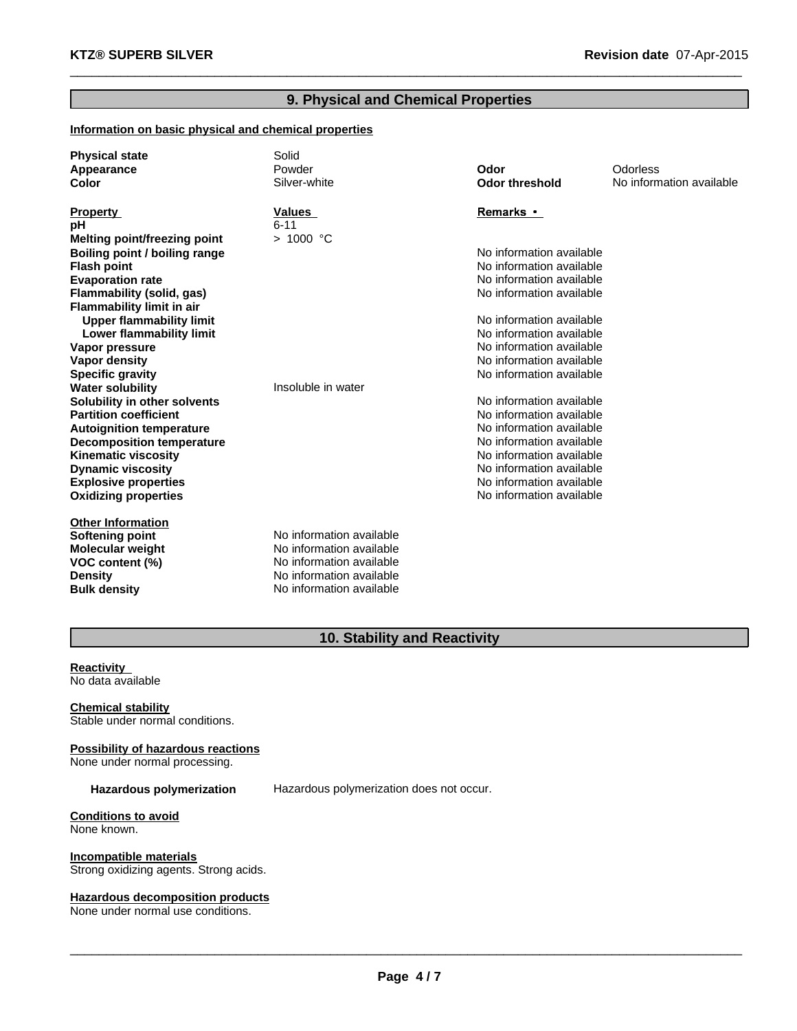## 9. Physical and Chemical Properties

**Information on basic physical and chemical properties**

| | | | |
|---|---|---|---|
| **Physical state** | Solid | | |
| **Appearance** | Powder | **Odor** | Odorless |
| **Color** | Silver-white | **Odor threshold** | No information available |

| Property | Values | Remarks • |
|---|---|---|
| **pH** | 6-11 | |
| **Melting point/freezing point** | > 1000 °C | |
| **Boiling point / boiling range** | | No information available |
| **Flash point** | | No information available |
| **Evaporation rate** | | No information available |
| **Flammability (solid, gas)** | | No information available |
| **Flammability limit in air** | | |
| **Upper flammability limit** | | No information available |
| **Lower flammability limit** | | No information available |
| **Vapor pressure** | | No information available |
| **Vapor density** | | No information available |
| **Specific gravity** | | No information available |
| **Water solubility** | Insoluble in water | |
| **Solubility in other solvents** | | No information available |
| **Partition coefficient** | | No information available |
| **Autoignition temperature** | | No information available |
| **Decomposition temperature** | | No information available |
| **Kinematic viscosity** | | No information available |
| **Dynamic viscosity** | | No information available |
| **Explosive properties** | | No information available |
| **Oxidizing properties** | | No information available |

**Other Information**

| | |
|---|---|
| **Softening point** | No information available |
| **Molecular weight** | No information available |
| **VOC content (%)** | No information available |
| **Density** | No information available |
| **Bulk density** | No information available |

## 10. Stability and Reactivity

**Reactivity**
No data available

**Chemical stability**
Stable under normal conditions.

**Possibility of hazardous reactions**
None under normal processing.

**Hazardous polymerization** Hazardous polymerization does not occur.

**Conditions to avoid**
None known.

**Incompatible materials**
Strong oxidizing agents. Strong acids.

**Hazardous decomposition products**
None under normal use conditions.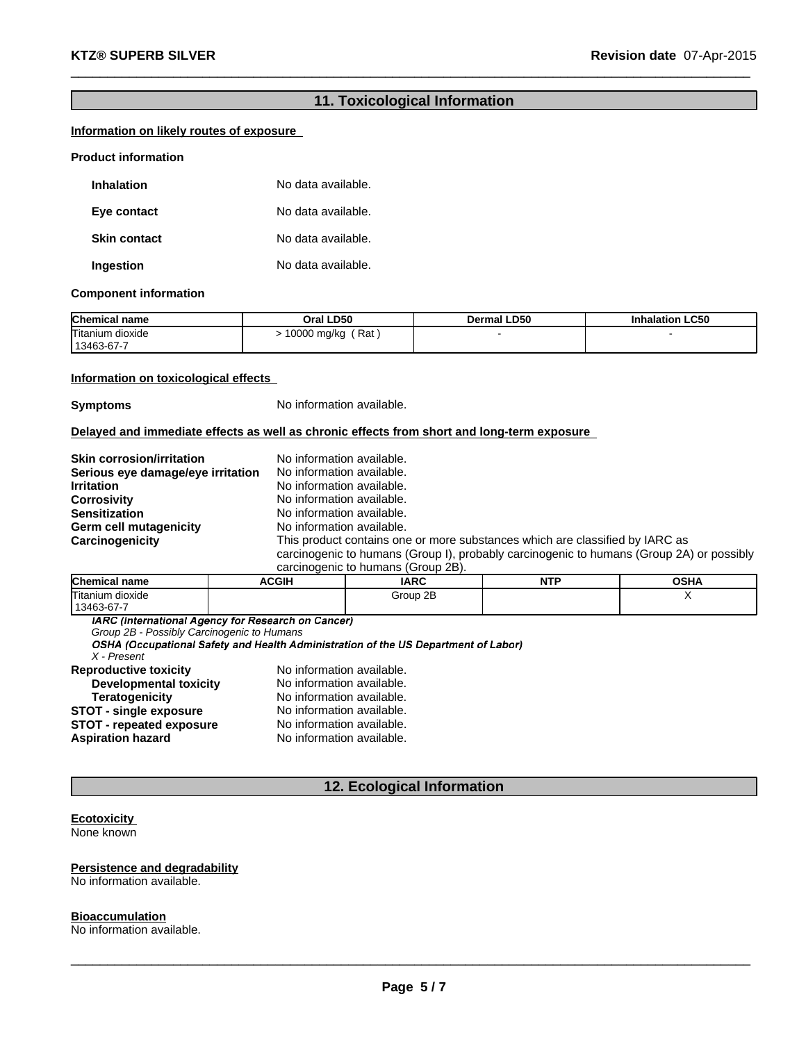## 11. Toxicological Information

**Information on likely routes of exposure**

**Product information**

**Inhalation** No data available.

**Eye contact** No data available.

**Skin contact** No data available.

**Ingestion** No data available.

**Component information**

| Chemical name | Oral LD50 | Dermal LD50 | Inhalation LC50 |
|---|---|---|---|
| Titanium dioxide 13463-67-7 | > 10000 mg/kg ( Rat ) | - | - |

**Information on toxicological effects**

**Symptoms** No information available.

**Delayed and immediate effects as well as chronic effects from short and long-term exposure**

**Skin corrosion/irritation** No information available.
**Serious eye damage/eye irritation** No information available.
**Irritation** No information available.
**Corrosivity** No information available.
**Sensitization** No information available.
**Germ cell mutagenicity** No information available.
**Carcinogenicity** This product contains one or more substances which are classified by IARC as carcinogenic to humans (Group I), probably carcinogenic to humans (Group 2A) or possibly carcinogenic to humans (Group 2B).

| Chemical name | ACGIH | IARC | NTP | OSHA |
|---|---|---|---|---|
| Titanium dioxide 13463-67-7 | | Group 2B | | X |

***IARC (International Agency for Research on Cancer)***
*Group 2B - Possibly Carcinogenic to Humans*
***OSHA (Occupational Safety and Health Administration of the US Department of Labor)***
*X - Present*

**Reproductive toxicity** No information available.
**Developmental toxicity** No information available.
**Teratogenicity** No information available.
**STOT - single exposure** No information available.
**STOT - repeated exposure** No information available.
**Aspiration hazard** No information available.

## 12. Ecological Information

**Ecotoxicity**
None known

**Persistence and degradability**
No information available.

**Bioaccumulation**
No information available.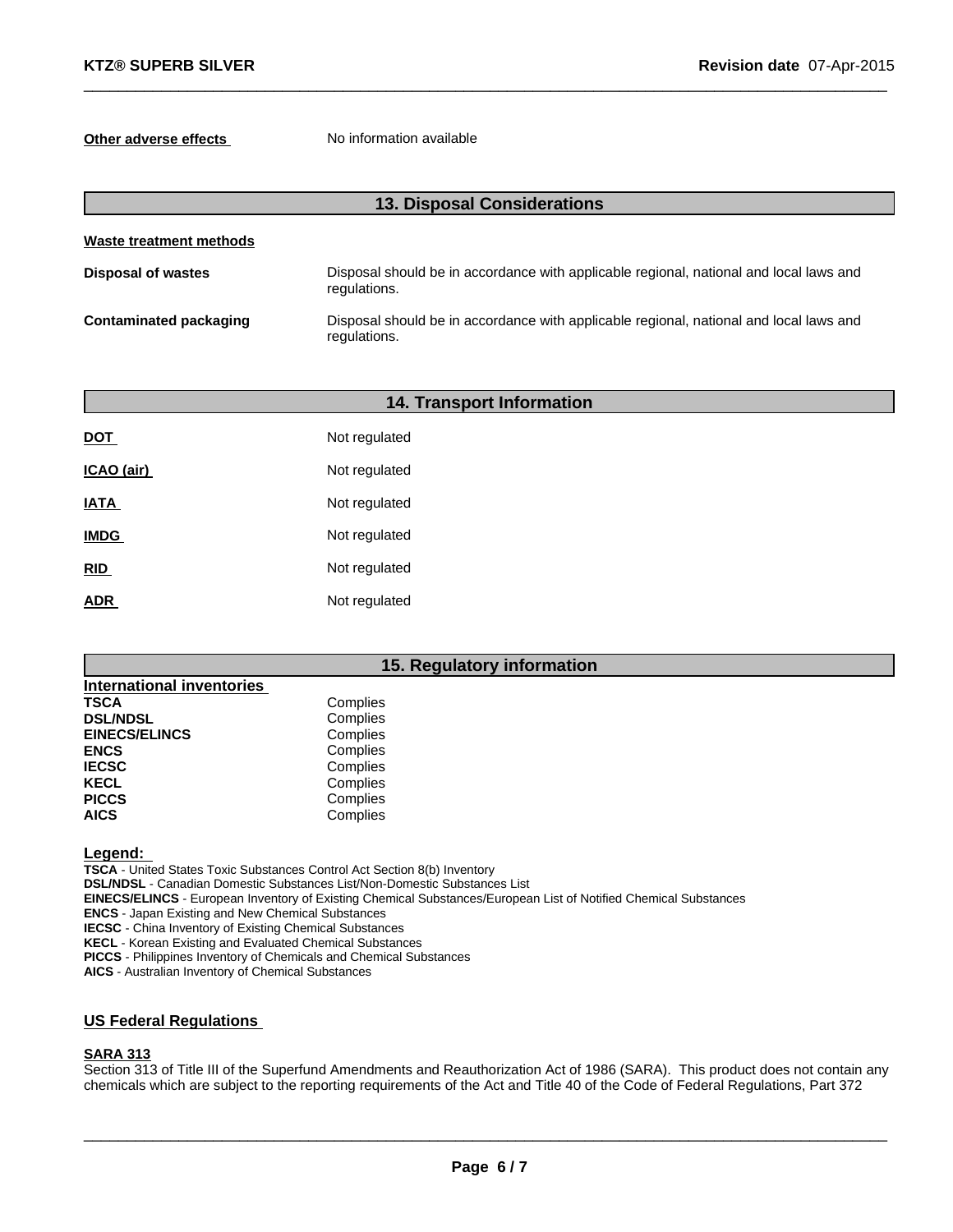**Other adverse effects** No information available

## 13. Disposal Considerations

**Waste treatment methods**

| | |
|---|---|
| **Disposal of wastes** | Disposal should be in accordance with applicable regional, national and local laws and regulations. |
| **Contaminated packaging** | Disposal should be in accordance with applicable regional, national and local laws and regulations. |

## 14. Transport Information

| | |
|---|---|
| **DOT** | Not regulated |
| **ICAO (air)** | Not regulated |
| **IATA** | Not regulated |
| **IMDG** | Not regulated |
| **RID** | Not regulated |
| **ADR** | Not regulated |

## 15. Regulatory information

**International inventories**

| | |
|---|---|
| **TSCA** | Complies |
| **DSL/NDSL** | Complies |
| **EINECS/ELINCS** | Complies |
| **ENCS** | Complies |
| **IECSC** | Complies |
| **KECL** | Complies |
| **PICCS** | Complies |
| **AICS** | Complies |

**Legend:**

**TSCA** - United States Toxic Substances Control Act Section 8(b) Inventory
**DSL/NDSL** - Canadian Domestic Substances List/Non-Domestic Substances List
**EINECS/ELINCS** - European Inventory of Existing Chemical Substances/European List of Notified Chemical Substances
**ENCS** - Japan Existing and New Chemical Substances
**IECSC** - China Inventory of Existing Chemical Substances
**KECL** - Korean Existing and Evaluated Chemical Substances
**PICCS** - Philippines Inventory of Chemicals and Chemical Substances
**AICS** - Australian Inventory of Chemical Substances

### US Federal Regulations

**SARA 313**

Section 313 of Title III of the Superfund Amendments and Reauthorization Act of 1986 (SARA). This product does not contain any chemicals which are subject to the reporting requirements of the Act and Title 40 of the Code of Federal Regulations, Part 372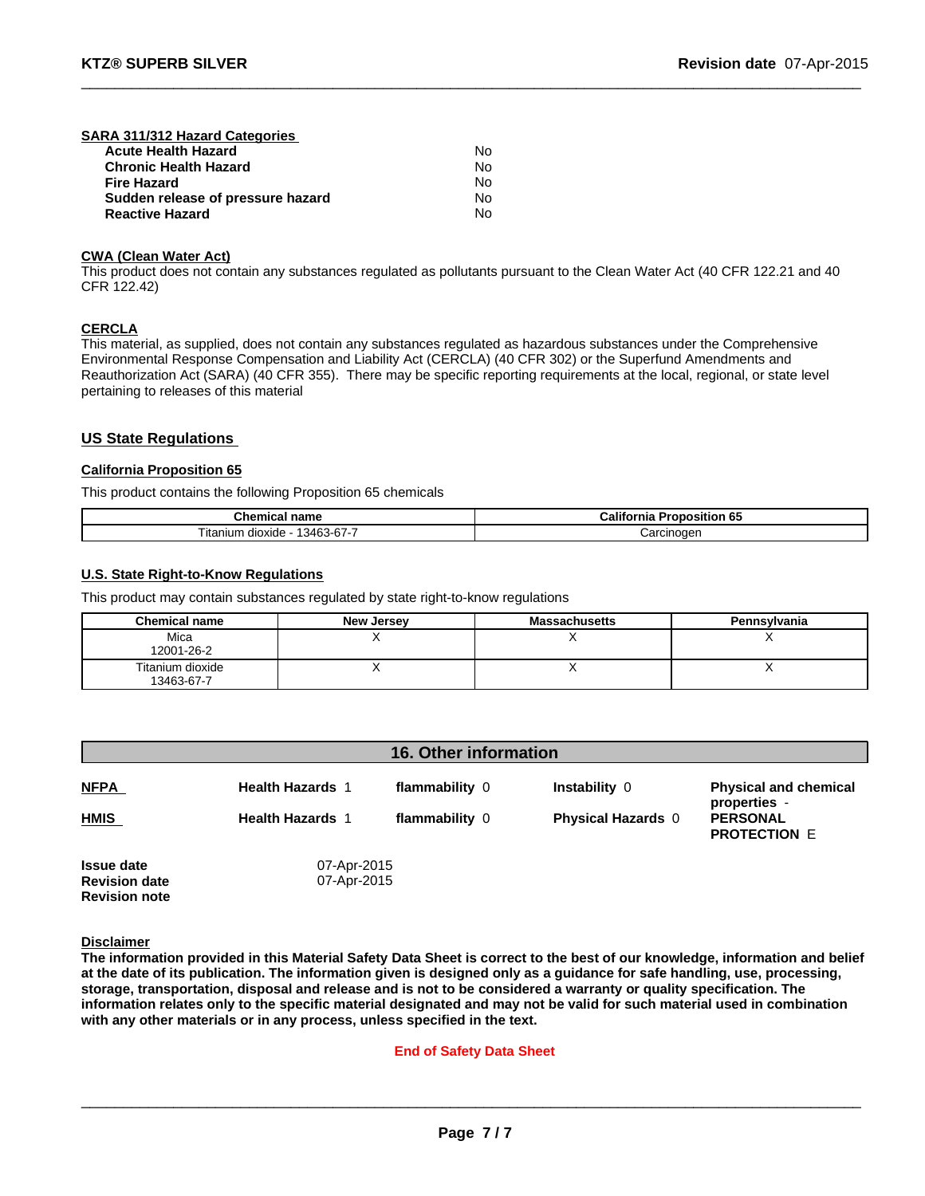**SARA 311/312 Hazard Categories**

| | |
|---|---|
| **Acute Health Hazard** | No |
| **Chronic Health Hazard** | No |
| **Fire Hazard** | No |
| **Sudden release of pressure hazard** | No |
| **Reactive Hazard** | No |

**CWA (Clean Water Act)**

This product does not contain any substances regulated as pollutants pursuant to the Clean Water Act (40 CFR 122.21 and 40 CFR 122.42)

**CERCLA**

This material, as supplied, does not contain any substances regulated as hazardous substances under the Comprehensive Environmental Response Compensation and Liability Act (CERCLA) (40 CFR 302) or the Superfund Amendments and Reauthorization Act (SARA) (40 CFR 355). There may be specific reporting requirements at the local, regional, or state level pertaining to releases of this material

## US State Regulations

**California Proposition 65**

This product contains the following Proposition 65 chemicals

| Chemical name | California Proposition 65 |
|---|---|
| Titanium dioxide - 13463-67-7 | Carcinogen |

**U.S. State Right-to-Know Regulations**

This product may contain substances regulated by state right-to-know regulations

| Chemical name | New Jersey | Massachusetts | Pennsylvania |
|---|---|---|---|
| Mica 12001-26-2 | X | X | X |
| Titanium dioxide 13463-67-7 | X | X | X |

## 16. Other information

| | | | | |
|---|---|---|---|---|
| **NFPA** | **Health Hazards** 1 | **flammability** 0 | **Instability** 0 | **Physical and chemical properties** - |
| **HMIS** | **Health Hazards** 1 | **flammability** 0 | **Physical Hazards** 0 | **PERSONAL PROTECTION** E |

**Issue date** 07-Apr-2015
**Revision date** 07-Apr-2015
**Revision note**

**Disclaimer**

**The information provided in this Material Safety Data Sheet is correct to the best of our knowledge, information and belief at the date of its publication. The information given is designed only as a guidance for safe handling, use, processing, storage, transportation, disposal and release and is not to be considered a warranty or quality specification. The information relates only to the specific material designated and may not be valid for such material used in combination with any other materials or in any process, unless specified in the text.**

**End of Safety Data Sheet**